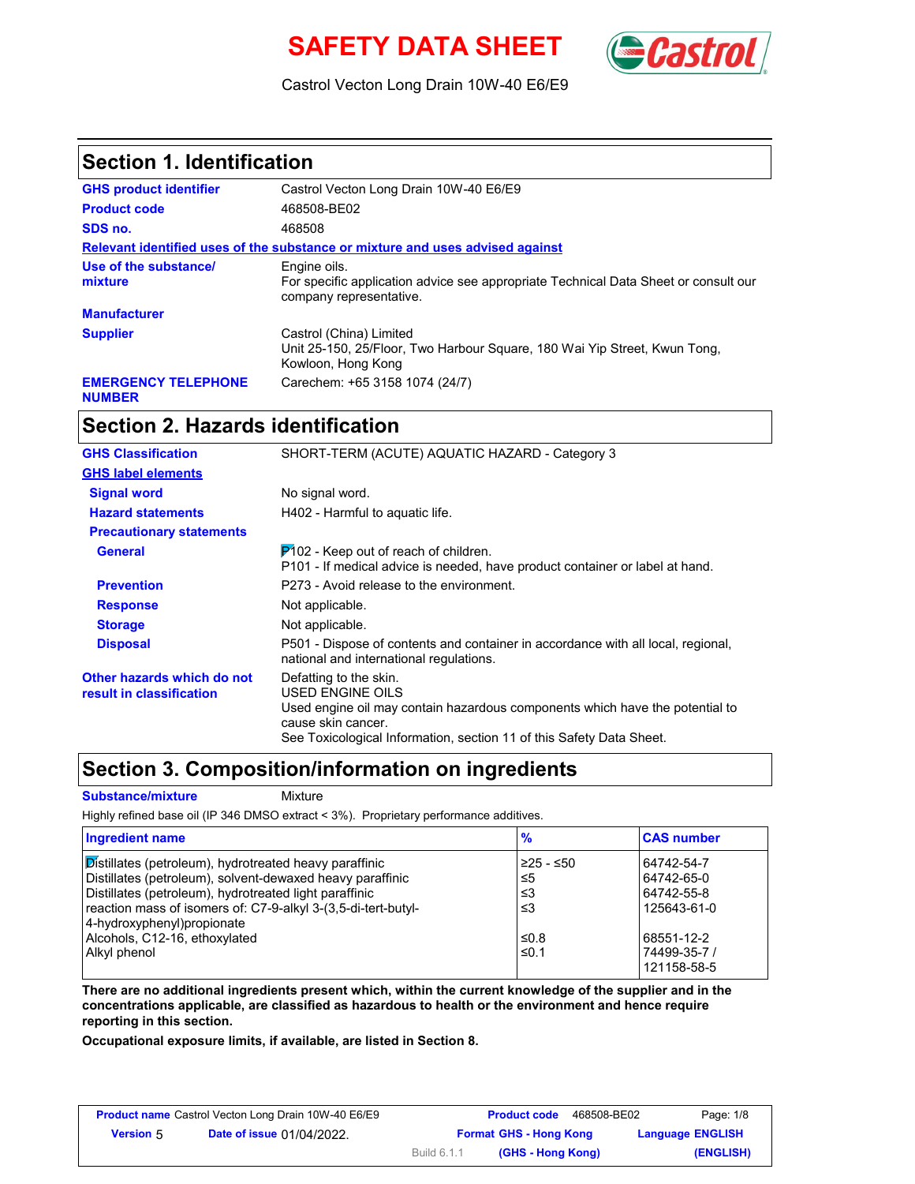# SAFETY DATA SHEET

Castrol Vecton Long Drain 10W-40 E6/E9

## Section 1. Identification

| | |
|---|---|
| **GHS product identifier** | Castrol Vecton Long Drain 10W-40 E6/E9 |
| **Product code** | 468508-BE02 |
| **SDS no.** | 468508 |

**Relevant identified uses of the substance or mixture and uses advised against**

| | |
|---|---|
| **Use of the substance/ mixture** | Engine oils. For specific application advice see appropriate Technical Data Sheet or consult our company representative. |
| **Manufacturer** | |
| **Supplier** | Castrol (China) Limited Unit 25-150, 25/Floor, Two Harbour Square, 180 Wai Yip Street, Kwun Tong, Kowloon, Hong Kong |
| **EMERGENCY TELEPHONE NUMBER** | Carechem: +65 3158 1074 (24/7) |

## Section 2. Hazards identification

**GHS Classification**: SHORT-TERM (ACUTE) AQUATIC HAZARD - Category 3

**GHS label elements**

**Signal word**: No signal word.

**Hazard statements**: H402 - Harmful to aquatic life.

**Precautionary statements**

**General**: P102 - Keep out of reach of children.
P101 - If medical advice is needed, have product container or label at hand.

**Prevention**: P273 - Avoid release to the environment.

**Response**: Not applicable.

**Storage**: Not applicable.

**Disposal**: P501 - Dispose of contents and container in accordance with all local, regional, national and international regulations.

**Other hazards which do not result in classification**: Defatting to the skin.
USED ENGINE OILS
Used engine oil may contain hazardous components which have the potential to cause skin cancer.
See Toxicological Information, section 11 of this Safety Data Sheet.

## Section 3. Composition/information on ingredients

**Substance/mixture**: Mixture

Highly refined base oil (IP 346 DMSO extract < 3%). Proprietary performance additives.

| Ingredient name | % | CAS number |
|---|---|---|
| Distillates (petroleum), hydrotreated heavy paraffinic | ≥25 - ≤50 | 64742-54-7 |
| Distillates (petroleum), solvent-dewaxed heavy paraffinic | ≤5 | 64742-65-0 |
| Distillates (petroleum), hydrotreated light paraffinic | ≤3 | 64742-55-8 |
| reaction mass of isomers of: C7-9-alkyl 3-(3,5-di-tert-butyl-4-hydroxyphenyl)propionate | ≤3 | 125643-61-0 |
| Alcohols, C12-16, ethoxylated | ≤0.8 | 68551-12-2 |
| Alkyl phenol | ≤0.1 | 74499-35-7 / 121158-58-5 |

**There are no additional ingredients present which, within the current knowledge of the supplier and in the concentrations applicable, are classified as hazardous to health or the environment and hence require reporting in this section.**

**Occupational exposure limits, if available, are listed in Section 8.**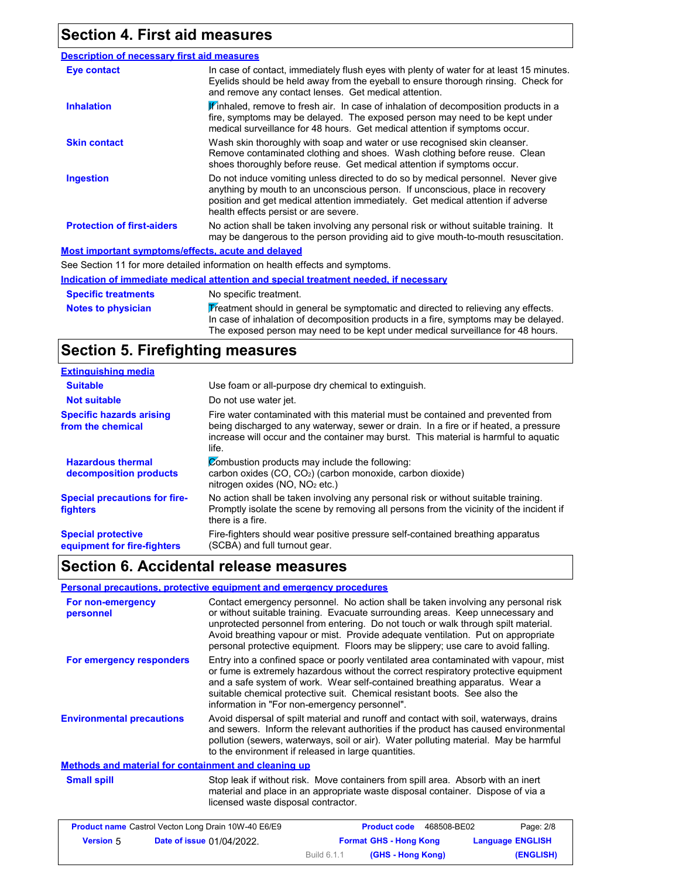## Section 4. First aid measures

### Description of necessary first aid measures

| | |
|---|---|
| **Eye contact** | In case of contact, immediately flush eyes with plenty of water for at least 15 minutes. Eyelids should be held away from the eyeball to ensure thorough rinsing. Check for and remove any contact lenses. Get medical attention. |
| **Inhalation** | If inhaled, remove to fresh air. In case of inhalation of decomposition products in a fire, symptoms may be delayed. The exposed person may need to be kept under medical surveillance for 48 hours. Get medical attention if symptoms occur. |
| **Skin contact** | Wash skin thoroughly with soap and water or use recognised skin cleanser. Remove contaminated clothing and shoes. Wash clothing before reuse. Clean shoes thoroughly before reuse. Get medical attention if symptoms occur. |
| **Ingestion** | Do not induce vomiting unless directed to do so by medical personnel. Never give anything by mouth to an unconscious person. If unconscious, place in recovery position and get medical attention immediately. Get medical attention if adverse health effects persist or are severe. |
| **Protection of first-aiders** | No action shall be taken involving any personal risk or without suitable training. It may be dangerous to the person providing aid to give mouth-to-mouth resuscitation. |

### Most important symptoms/effects, acute and delayed

See Section 11 for more detailed information on health effects and symptoms.

### Indication of immediate medical attention and special treatment needed, if necessary

| | |
|---|---|
| **Specific treatments** | No specific treatment. |
| **Notes to physician** | Treatment should in general be symptomatic and directed to relieving any effects. In case of inhalation of decomposition products in a fire, symptoms may be delayed. The exposed person may need to be kept under medical surveillance for 48 hours. |

## Section 5. Firefighting measures

### Extinguishing media

| | |
|---|---|
| **Suitable** | Use foam or all-purpose dry chemical to extinguish. |
| **Not suitable** | Do not use water jet. |
| **Specific hazards arising from the chemical** | Fire water contaminated with this material must be contained and prevented from being discharged to any waterway, sewer or drain. In a fire or if heated, a pressure increase will occur and the container may burst. This material is harmful to aquatic life. |
| **Hazardous thermal decomposition products** | Combustion products may include the following: carbon oxides ($CO$, $CO_2$) (carbon monoxide, carbon dioxide) nitrogen oxides ($NO$, $NO_2$ etc.) |
| **Special precautions for fire-fighters** | No action shall be taken involving any personal risk or without suitable training. Promptly isolate the scene by removing all persons from the vicinity of the incident if there is a fire. |
| **Special protective equipment for fire-fighters** | Fire-fighters should wear positive pressure self-contained breathing apparatus (SCBA) and full turnout gear. |

## Section 6. Accidental release measures

### Personal precautions, protective equipment and emergency procedures

| | |
|---|---|
| **For non-emergency personnel** | Contact emergency personnel. No action shall be taken involving any personal risk or without suitable training. Evacuate surrounding areas. Keep unnecessary and unprotected personnel from entering. Do not touch or walk through spilt material. Avoid breathing vapour or mist. Provide adequate ventilation. Put on appropriate personal protective equipment. Floors may be slippery; use care to avoid falling. |
| **For emergency responders** | Entry into a confined space or poorly ventilated area contaminated with vapour, mist or fume is extremely hazardous without the correct respiratory protective equipment and a safe system of work. Wear self-contained breathing apparatus. Wear a suitable chemical protective suit. Chemical resistant boots. See also the information in "For non-emergency personnel". |
| **Environmental precautions** | Avoid dispersal of spilt material and runoff and contact with soil, waterways, drains and sewers. Inform the relevant authorities if the product has caused environmental pollution (sewers, waterways, soil or air). Water polluting material. May be harmful to the environment if released in large quantities. |

### Methods and material for containment and cleaning up

| | |
|---|---|
| **Small spill** | Stop leak if without risk. Move containers from spill area. Absorb with an inert material and place in an appropriate waste disposal container. Dispose of via a licensed waste disposal contractor. |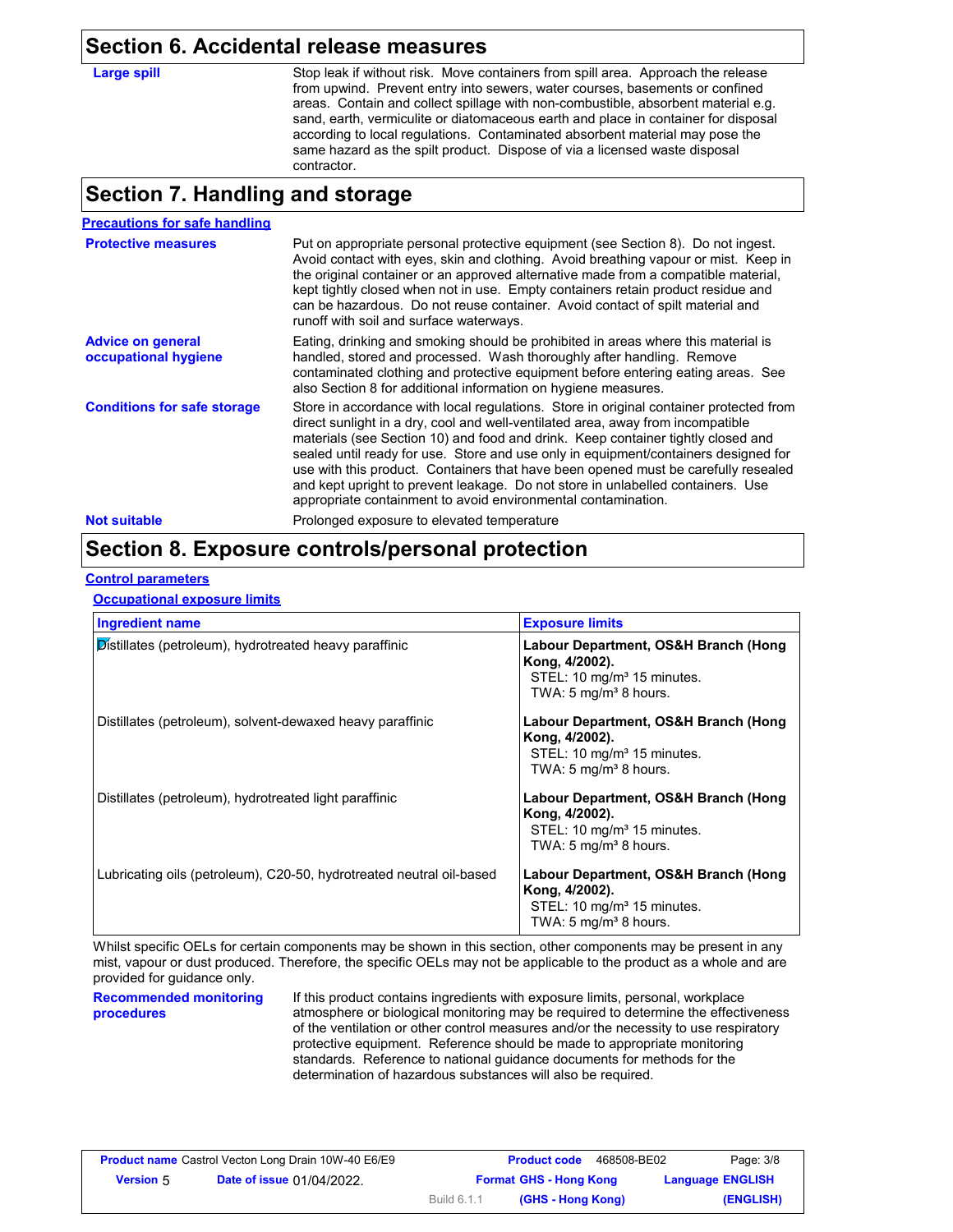## Section 6. Accidental release measures

| | |
|---|---|
| **Large spill** | Stop leak if without risk. Move containers from spill area. Approach the release from upwind. Prevent entry into sewers, water courses, basements or confined areas. Contain and collect spillage with non-combustible, absorbent material e.g. sand, earth, vermiculite or diatomaceous earth and place in container for disposal according to local regulations. Contaminated absorbent material may pose the same hazard as the spilt product. Dispose of via a licensed waste disposal contractor. |

## Section 7. Handling and storage

**Precautions for safe handling**

| | |
|---|---|
| **Protective measures** | Put on appropriate personal protective equipment (see Section 8). Do not ingest. Avoid contact with eyes, skin and clothing. Avoid breathing vapour or mist. Keep in the original container or an approved alternative made from a compatible material, kept tightly closed when not in use. Empty containers retain product residue and can be hazardous. Do not reuse container. Avoid contact of spilt material and runoff with soil and surface waterways. |
| **Advice on general occupational hygiene** | Eating, drinking and smoking should be prohibited in areas where this material is handled, stored and processed. Wash thoroughly after handling. Remove contaminated clothing and protective equipment before entering eating areas. See also Section 8 for additional information on hygiene measures. |
| **Conditions for safe storage** | Store in accordance with local regulations. Store in original container protected from direct sunlight in a dry, cool and well-ventilated area, away from incompatible materials (see Section 10) and food and drink. Keep container tightly closed and sealed until ready for use. Store and use only in equipment/containers designed for use with this product. Containers that have been opened must be carefully resealed and kept upright to prevent leakage. Do not store in unlabelled containers. Use appropriate containment to avoid environmental contamination. |
| **Not suitable** | Prolonged exposure to elevated temperature |

## Section 8. Exposure controls/personal protection

**Control parameters**

**Occupational exposure limits**

| Ingredient name | Exposure limits |
|---|---|
| Distillates (petroleum), hydrotreated heavy paraffinic | **Labour Department, OS&H Branch (Hong Kong, 4/2002).** STEL: 10 mg/m³ 15 minutes. TWA: 5 mg/m³ 8 hours. |
| Distillates (petroleum), solvent-dewaxed heavy paraffinic | **Labour Department, OS&H Branch (Hong Kong, 4/2002).** STEL: 10 mg/m³ 15 minutes. TWA: 5 mg/m³ 8 hours. |
| Distillates (petroleum), hydrotreated light paraffinic | **Labour Department, OS&H Branch (Hong Kong, 4/2002).** STEL: 10 mg/m³ 15 minutes. TWA: 5 mg/m³ 8 hours. |
| Lubricating oils (petroleum), C20-50, hydrotreated neutral oil-based | **Labour Department, OS&H Branch (Hong Kong, 4/2002).** STEL: 10 mg/m³ 15 minutes. TWA: 5 mg/m³ 8 hours. |

Whilst specific OELs for certain components may be shown in this section, other components may be present in any mist, vapour or dust produced. Therefore, the specific OELs may not be applicable to the product as a whole and are provided for guidance only.

| | |
|---|---|
| **Recommended monitoring procedures** | If this product contains ingredients with exposure limits, personal, workplace atmosphere or biological monitoring may be required to determine the effectiveness of the ventilation or other control measures and/or the necessity to use respiratory protective equipment. Reference should be made to appropriate monitoring standards. Reference to national guidance documents for methods for the determination of hazardous substances will also be required. |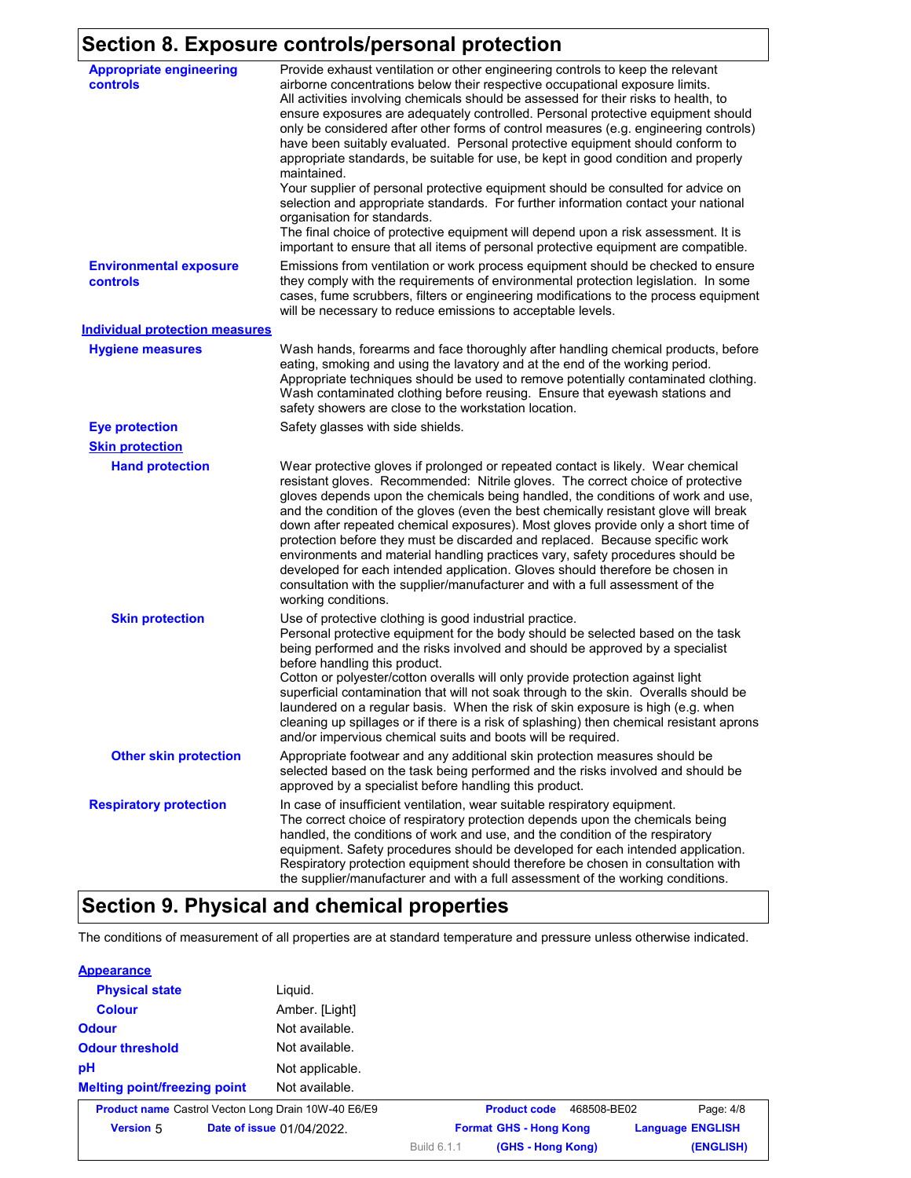## Section 8. Exposure controls/personal protection

**Appropriate engineering controls**

Provide exhaust ventilation or other engineering controls to keep the relevant airborne concentrations below their respective occupational exposure limits.
All activities involving chemicals should be assessed for their risks to health, to ensure exposures are adequately controlled. Personal protective equipment should only be considered after other forms of control measures (e.g. engineering controls) have been suitably evaluated. Personal protective equipment should conform to appropriate standards, be suitable for use, be kept in good condition and properly maintained.
Your supplier of personal protective equipment should be consulted for advice on selection and appropriate standards. For further information contact your national organisation for standards.
The final choice of protective equipment will depend upon a risk assessment. It is important to ensure that all items of personal protective equipment are compatible.

**Environmental exposure controls**

Emissions from ventilation or work process equipment should be checked to ensure they comply with the requirements of environmental protection legislation. In some cases, fume scrubbers, filters or engineering modifications to the process equipment will be necessary to reduce emissions to acceptable levels.

### Individual protection measures

**Hygiene measures**

Wash hands, forearms and face thoroughly after handling chemical products, before eating, smoking and using the lavatory and at the end of the working period. Appropriate techniques should be used to remove potentially contaminated clothing. Wash contaminated clothing before reusing. Ensure that eyewash stations and safety showers are close to the workstation location.

**Eye protection**

Safety glasses with side shields.

**Skin protection**

**Hand protection**

Wear protective gloves if prolonged or repeated contact is likely. Wear chemical resistant gloves. Recommended: Nitrile gloves. The correct choice of protective gloves depends upon the chemicals being handled, the conditions of work and use, and the condition of the gloves (even the best chemically resistant glove will break down after repeated chemical exposures). Most gloves provide only a short time of protection before they must be discarded and replaced. Because specific work environments and material handling practices vary, safety procedures should be developed for each intended application. Gloves should therefore be chosen in consultation with the supplier/manufacturer and with a full assessment of the working conditions.

**Skin protection**

Use of protective clothing is good industrial practice.
Personal protective equipment for the body should be selected based on the task being performed and the risks involved and should be approved by a specialist before handling this product.
Cotton or polyester/cotton overalls will only provide protection against light superficial contamination that will not soak through to the skin. Overalls should be laundered on a regular basis. When the risk of skin exposure is high (e.g. when cleaning up spillages or if there is a risk of splashing) then chemical resistant aprons and/or impervious chemical suits and boots will be required.

**Other skin protection**

Appropriate footwear and any additional skin protection measures should be selected based on the task being performed and the risks involved and should be approved by a specialist before handling this product.

**Respiratory protection**

In case of insufficient ventilation, wear suitable respiratory equipment.
The correct choice of respiratory protection depends upon the chemicals being handled, the conditions of work and use, and the condition of the respiratory equipment. Safety procedures should be developed for each intended application. Respiratory protection equipment should therefore be chosen in consultation with the supplier/manufacturer and with a full assessment of the working conditions.

## Section 9. Physical and chemical properties

The conditions of measurement of all properties are at standard temperature and pressure unless otherwise indicated.

**Appearance**

| Property | Value |
|---|---|
| Physical state | Liquid. |
| Colour | Amber. [Light] |
| Odour | Not available. |
| Odour threshold | Not available. |
| pH | Not applicable. |
| Melting point/freezing point | Not available. |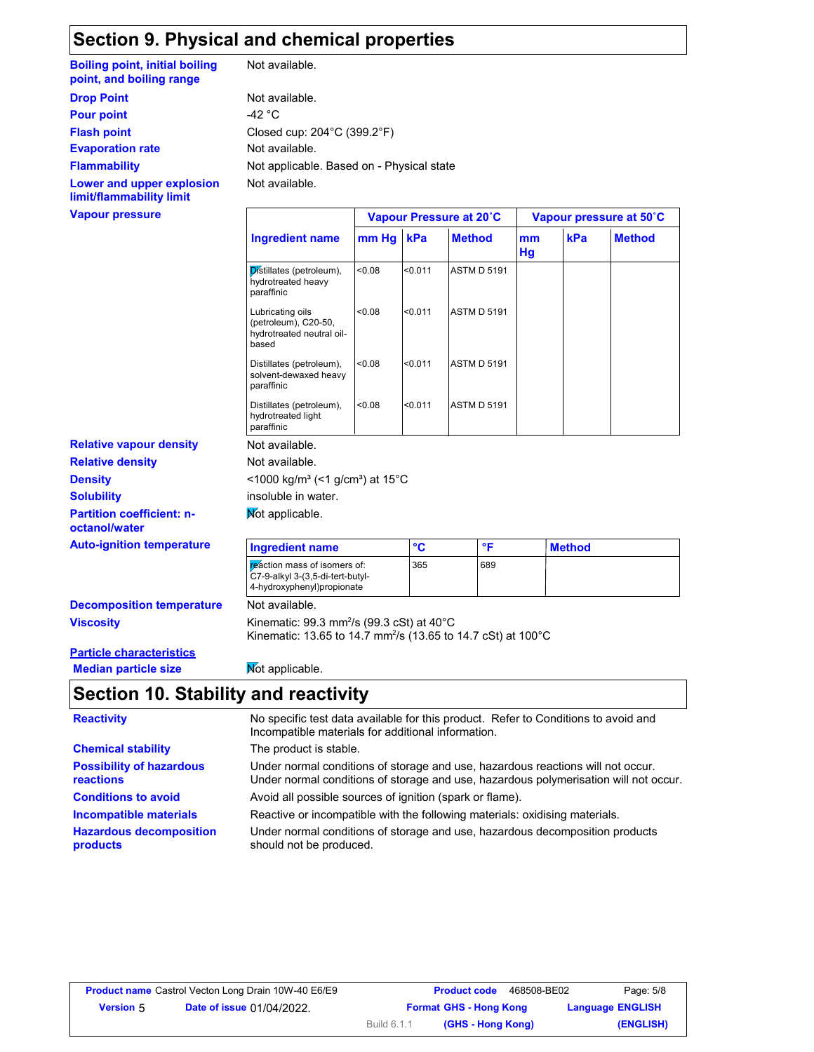## Section 9. Physical and chemical properties

**Boiling point, initial boiling point, and boiling range**: Not available.

**Drop Point**: Not available.

**Pour point**: -42 °C

**Flash point**: Closed cup: 204°C (399.2°F)

**Evaporation rate**: Not available.

**Flammability**: Not applicable. Based on - Physical state

**Lower and upper explosion limit/flammability limit**: Not available.

**Vapour pressure**

| Ingredient name | Vapour Pressure at 20˚C | | | Vapour pressure at 50˚C | | |
|---|---|---|---|---|---|---|
| | mm Hg | kPa | Method | mm Hg | kPa | Method |
| Distillates (petroleum), hydrotreated heavy paraffinic | <0.08 | <0.011 | ASTM D 5191 | | | |
| Lubricating oils (petroleum), C20-50, hydrotreated neutral oil-based | <0.08 | <0.011 | ASTM D 5191 | | | |
| Distillates (petroleum), solvent-dewaxed heavy paraffinic | <0.08 | <0.011 | ASTM D 5191 | | | |
| Distillates (petroleum), hydrotreated light paraffinic | <0.08 | <0.011 | ASTM D 5191 | | | |

**Relative vapour density**: Not available.

**Relative density**: Not available.

**Density**: <1000 kg/m³ (<1 g/cm³) at 15°C

**Solubility**: insoluble in water.

**Partition coefficient: n-octanol/water**: Not applicable.

**Auto-ignition temperature**

| Ingredient name | °C | °F | Method |
|---|---|---|---|
| reaction mass of isomers of: C7-9-alkyl 3-(3,5-di-tert-butyl-4-hydroxyphenyl)propionate | 365 | 689 | |

**Decomposition temperature**: Not available.

**Viscosity**: Kinematic: 99.3 mm²/s (99.3 cSt) at 40°C
Kinematic: 13.65 to 14.7 mm²/s (13.65 to 14.7 cSt) at 100°C

**Particle characteristics**

**Median particle size**: Not applicable.

## Section 10. Stability and reactivity

**Reactivity**: No specific test data available for this product. Refer to Conditions to avoid and Incompatible materials for additional information.

**Chemical stability**: The product is stable.

**Possibility of hazardous reactions**: Under normal conditions of storage and use, hazardous reactions will not occur. Under normal conditions of storage and use, hazardous polymerisation will not occur.

**Conditions to avoid**: Avoid all possible sources of ignition (spark or flame).

**Incompatible materials**: Reactive or incompatible with the following materials: oxidising materials.

**Hazardous decomposition products**: Under normal conditions of storage and use, hazardous decomposition products should not be produced.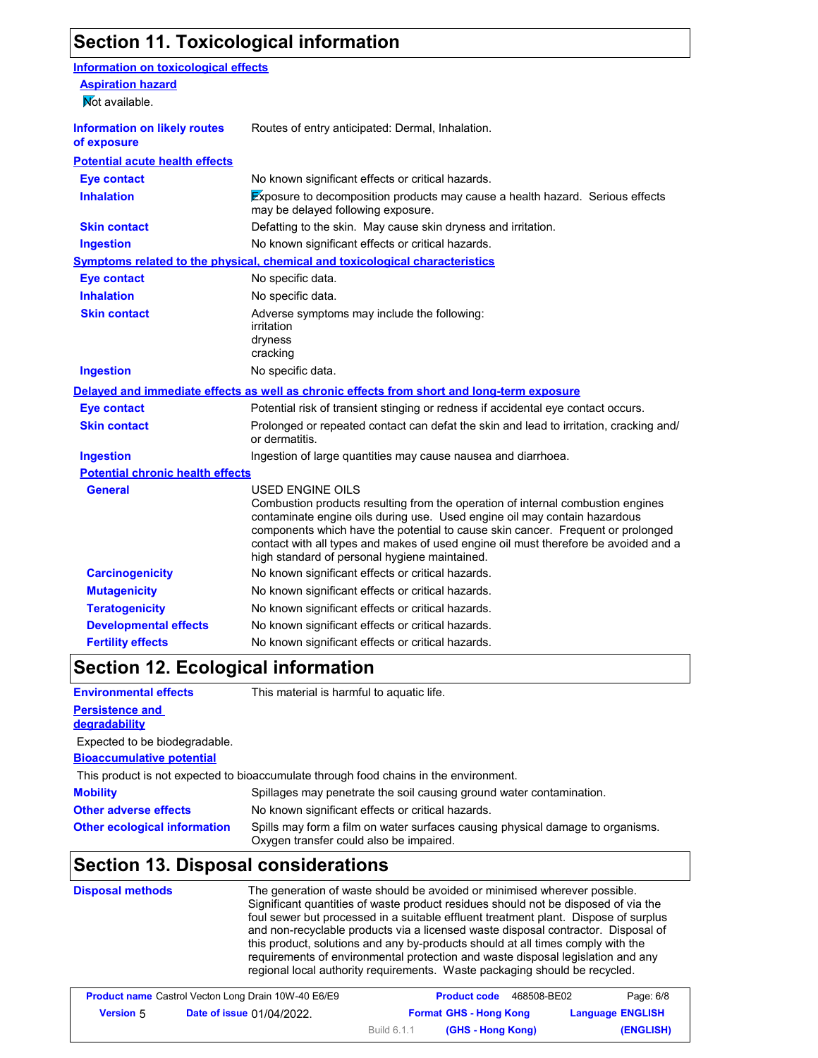## Section 11. Toxicological information

### Information on toxicological effects

**Aspiration hazard**

Not available.

| | |
|---|---|
| **Information on likely routes of exposure** | Routes of entry anticipated: Dermal, Inhalation. |

**Potential acute health effects**

| | |
|---|---|
| **Eye contact** | No known significant effects or critical hazards. |
| **Inhalation** | Exposure to decomposition products may cause a health hazard. Serious effects may be delayed following exposure. |
| **Skin contact** | Defatting to the skin. May cause skin dryness and irritation. |
| **Ingestion** | No known significant effects or critical hazards. |

**Symptoms related to the physical, chemical and toxicological characteristics**

| | |
|---|---|
| **Eye contact** | No specific data. |
| **Inhalation** | No specific data. |
| **Skin contact** | Adverse symptoms may include the following:<br>irritation<br>dryness<br>cracking |
| **Ingestion** | No specific data. |

**Delayed and immediate effects as well as chronic effects from short and long-term exposure**

| | |
|---|---|
| **Eye contact** | Potential risk of transient stinging or redness if accidental eye contact occurs. |
| **Skin contact** | Prolonged or repeated contact can defat the skin and lead to irritation, cracking and/or dermatitis. |
| **Ingestion** | Ingestion of large quantities may cause nausea and diarrhoea. |

**Potential chronic health effects**

| | |
|---|---|
| **General** | USED ENGINE OILS<br>Combustion products resulting from the operation of internal combustion engines contaminate engine oils during use. Used engine oil may contain hazardous components which have the potential to cause skin cancer. Frequent or prolonged contact with all types and makes of used engine oil must therefore be avoided and a high standard of personal hygiene maintained. |
| **Carcinogenicity** | No known significant effects or critical hazards. |
| **Mutagenicity** | No known significant effects or critical hazards. |
| **Teratogenicity** | No known significant effects or critical hazards. |
| **Developmental effects** | No known significant effects or critical hazards. |
| **Fertility effects** | No known significant effects or critical hazards. |

## Section 12. Ecological information

| | |
|---|---|
| **Environmental effects** | This material is harmful to aquatic life. |

**Persistence and degradability**

Expected to be biodegradable.

**Bioaccumulative potential**

This product is not expected to bioaccumulate through food chains in the environment.

| | |
|---|---|
| **Mobility** | Spillages may penetrate the soil causing ground water contamination. |
| **Other adverse effects** | No known significant effects or critical hazards. |
| **Other ecological information** | Spills may form a film on water surfaces causing physical damage to organisms. Oxygen transfer could also be impaired. |

## Section 13. Disposal considerations

| | |
|---|---|
| **Disposal methods** | The generation of waste should be avoided or minimised wherever possible. Significant quantities of waste product residues should not be disposed of via the foul sewer but processed in a suitable effluent treatment plant. Dispose of surplus and non-recyclable products via a licensed waste disposal contractor. Disposal of this product, solutions and any by-products should at all times comply with the requirements of environmental protection and waste disposal legislation and any regional local authority requirements. Waste packaging should be recycled. |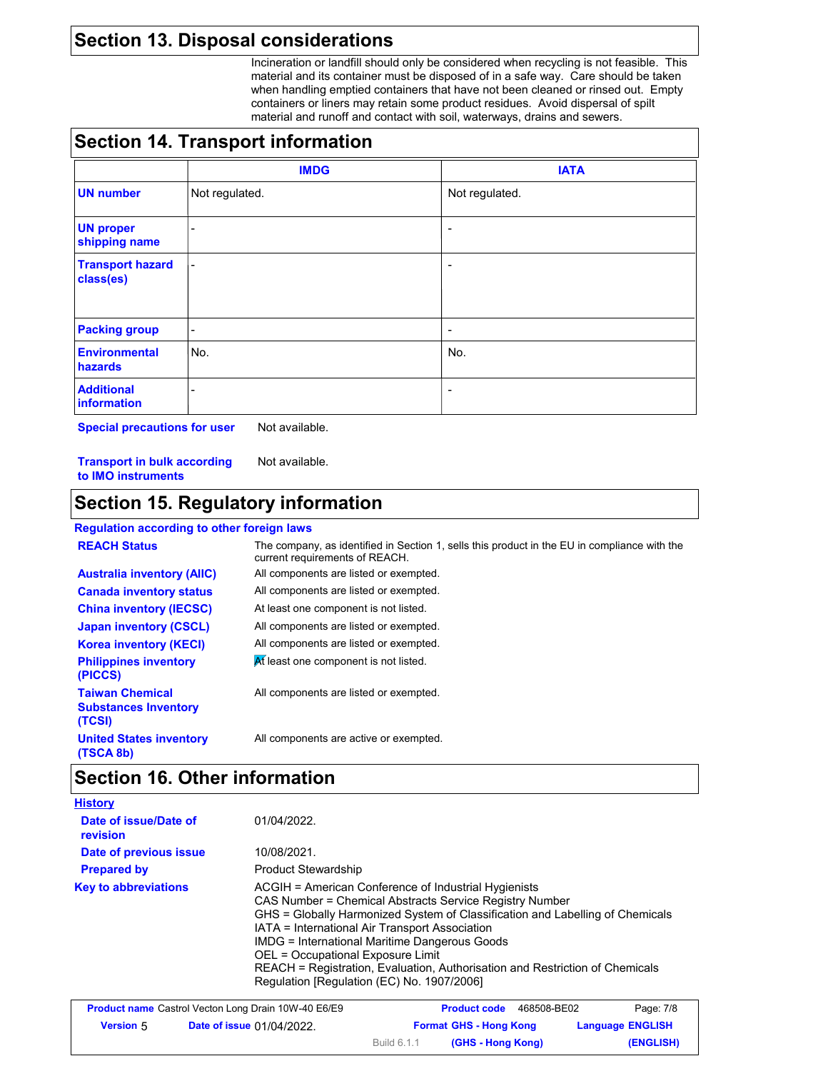## Section 13. Disposal considerations

Incineration or landfill should only be considered when recycling is not feasible. This material and its container must be disposed of in a safe way. Care should be taken when handling emptied containers that have not been cleaned or rinsed out. Empty containers or liners may retain some product residues. Avoid dispersal of spilt material and runoff and contact with soil, waterways, drains and sewers.

## Section 14. Transport information

| | IMDG | IATA |
|---|---|---|
| **UN number** | Not regulated. | Not regulated. |
| **UN proper shipping name** | - | - |
| **Transport hazard class(es)** | - | - |
| **Packing group** | - | - |
| **Environmental hazards** | No. | No. |
| **Additional information** | - | - |

**Special precautions for user** Not available.

**Transport in bulk according to IMO instruments** Not available.

## Section 15. Regulatory information

**Regulation according to other foreign laws**

| | |
|---|---|
| **REACH Status** | The company, as identified in Section 1, sells this product in the EU in compliance with the current requirements of REACH. |
| **Australia inventory (AIIC)** | All components are listed or exempted. |
| **Canada inventory status** | All components are listed or exempted. |
| **China inventory (IECSC)** | At least one component is not listed. |
| **Japan inventory (CSCL)** | All components are listed or exempted. |
| **Korea inventory (KECI)** | All components are listed or exempted. |
| **Philippines inventory (PICCS)** | At least one component is not listed. |
| **Taiwan Chemical Substances Inventory (TCSI)** | All components are listed or exempted. |
| **United States inventory (TSCA 8b)** | All components are active or exempted. |

## Section 16. Other information

**History**

| | |
|---|---|
| **Date of issue/Date of revision** | 01/04/2022. |
| **Date of previous issue** | 10/08/2021. |
| **Prepared by** | Product Stewardship |

**Key to abbreviations**

ACGIH = American Conference of Industrial Hygienists
CAS Number = Chemical Abstracts Service Registry Number
GHS = Globally Harmonized System of Classification and Labelling of Chemicals
IATA = International Air Transport Association
IMDG = International Maritime Dangerous Goods
OEL = Occupational Exposure Limit
REACH = Registration, Evaluation, Authorisation and Restriction of Chemicals Regulation [Regulation (EC) No. 1907/2006]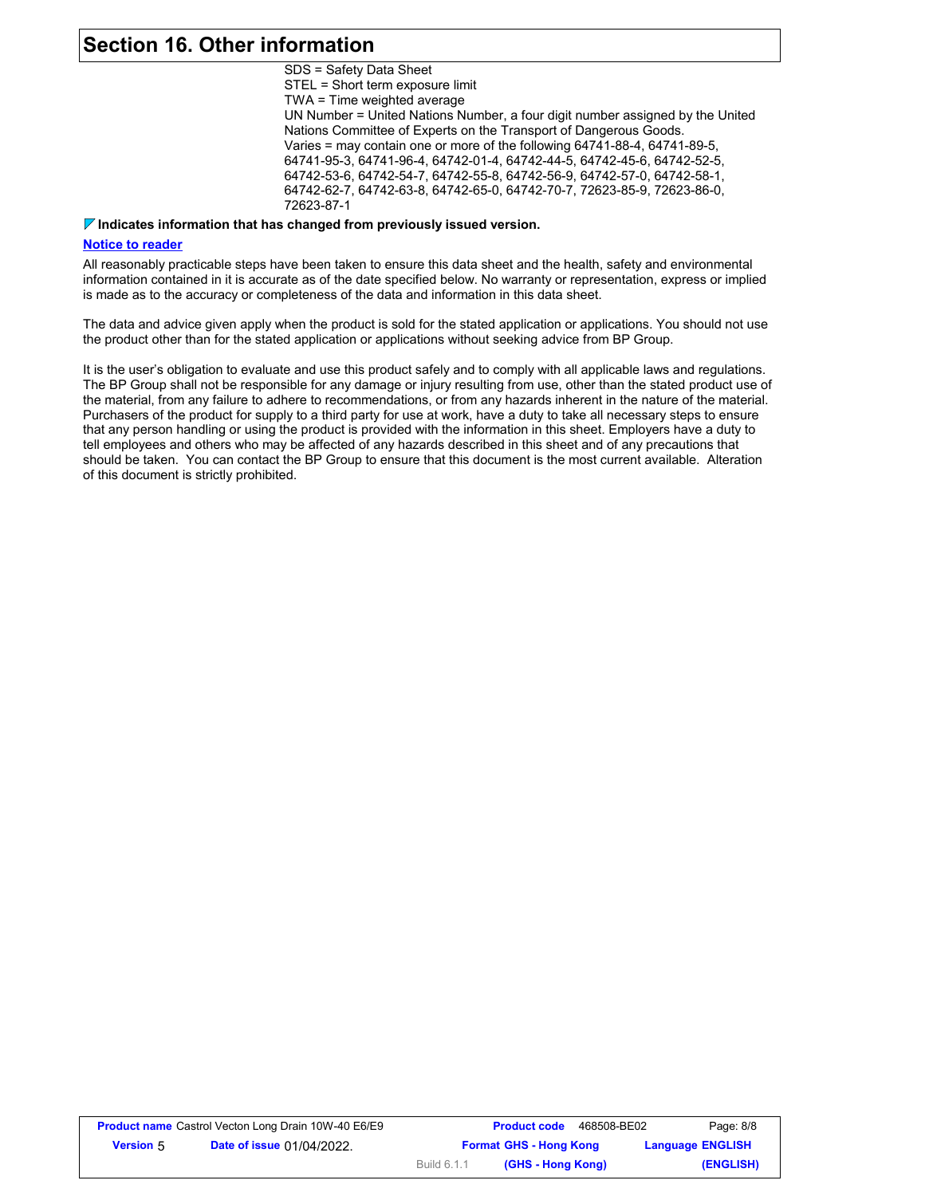## Section 16. Other information

SDS = Safety Data Sheet
STEL = Short term exposure limit
TWA = Time weighted average
UN Number = United Nations Number, a four digit number assigned by the United Nations Committee of Experts on the Transport of Dangerous Goods.
Varies = may contain one or more of the following 64741-88-4, 64741-89-5, 64741-95-3, 64741-96-4, 64742-01-4, 64742-44-5, 64742-45-6, 64742-52-5, 64742-53-6, 64742-54-7, 64742-55-8, 64742-56-9, 64742-57-0, 64742-58-1, 64742-62-7, 64742-63-8, 64742-65-0, 64742-70-7, 72623-85-9, 72623-86-0, 72623-87-1

**Indicates information that has changed from previously issued version.**

**Notice to reader**

All reasonably practicable steps have been taken to ensure this data sheet and the health, safety and environmental information contained in it is accurate as of the date specified below. No warranty or representation, express or implied is made as to the accuracy or completeness of the data and information in this data sheet.

The data and advice given apply when the product is sold for the stated application or applications. You should not use the product other than for the stated application or applications without seeking advice from BP Group.

It is the user's obligation to evaluate and use this product safely and to comply with all applicable laws and regulations. The BP Group shall not be responsible for any damage or injury resulting from use, other than the stated product use of the material, from any failure to adhere to recommendations, or from any hazards inherent in the nature of the material. Purchasers of the product for supply to a third party for use at work, have a duty to take all necessary steps to ensure that any person handling or using the product is provided with the information in this sheet. Employers have a duty to tell employees and others who may be affected of any hazards described in this sheet and of any precautions that should be taken. You can contact the BP Group to ensure that this document is the most current available. Alteration of this document is strictly prohibited.